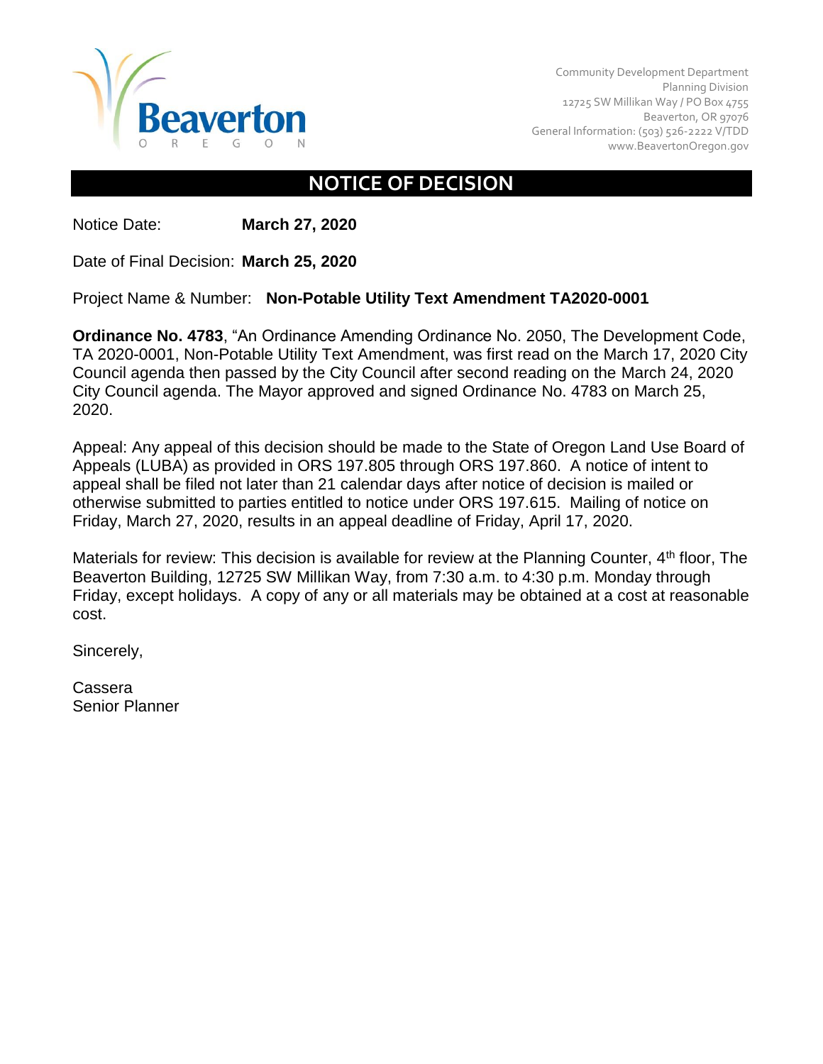Beaverton
OREGON

Community Development Department
Planning Division
12725 SW Millikan Way / PO Box 4755
Beaverton, OR 97076
General Information: (503) 526-2222 V/TDD
www.BeavertonOregon.gov

# NOTICE OF DECISION

Notice Date: **March 27, 2020**

Date of Final Decision: **March 25, 2020**

Project Name & Number: **Non-Potable Utility Text Amendment TA2020-0001**

**Ordinance No. 4783**, "An Ordinance Amending Ordinance No. 2050, The Development Code, TA 2020-0001, Non-Potable Utility Text Amendment, was first read on the March 17, 2020 City Council agenda then passed by the City Council after second reading on the March 24, 2020 City Council agenda. The Mayor approved and signed Ordinance No. 4783 on March 25, 2020.

Appeal: Any appeal of this decision should be made to the State of Oregon Land Use Board of Appeals (LUBA) as provided in ORS 197.805 through ORS 197.860. A notice of intent to appeal shall be filed not later than 21 calendar days after notice of decision is mailed or otherwise submitted to parties entitled to notice under ORS 197.615. Mailing of notice on Friday, March 27, 2020, results in an appeal deadline of Friday, April 17, 2020.

Materials for review: This decision is available for review at the Planning Counter, 4th floor, The Beaverton Building, 12725 SW Millikan Way, from 7:30 a.m. to 4:30 p.m. Monday through Friday, except holidays. A copy of any or all materials may be obtained at a cost at reasonable cost.

Sincerely,

Cassera
Senior Planner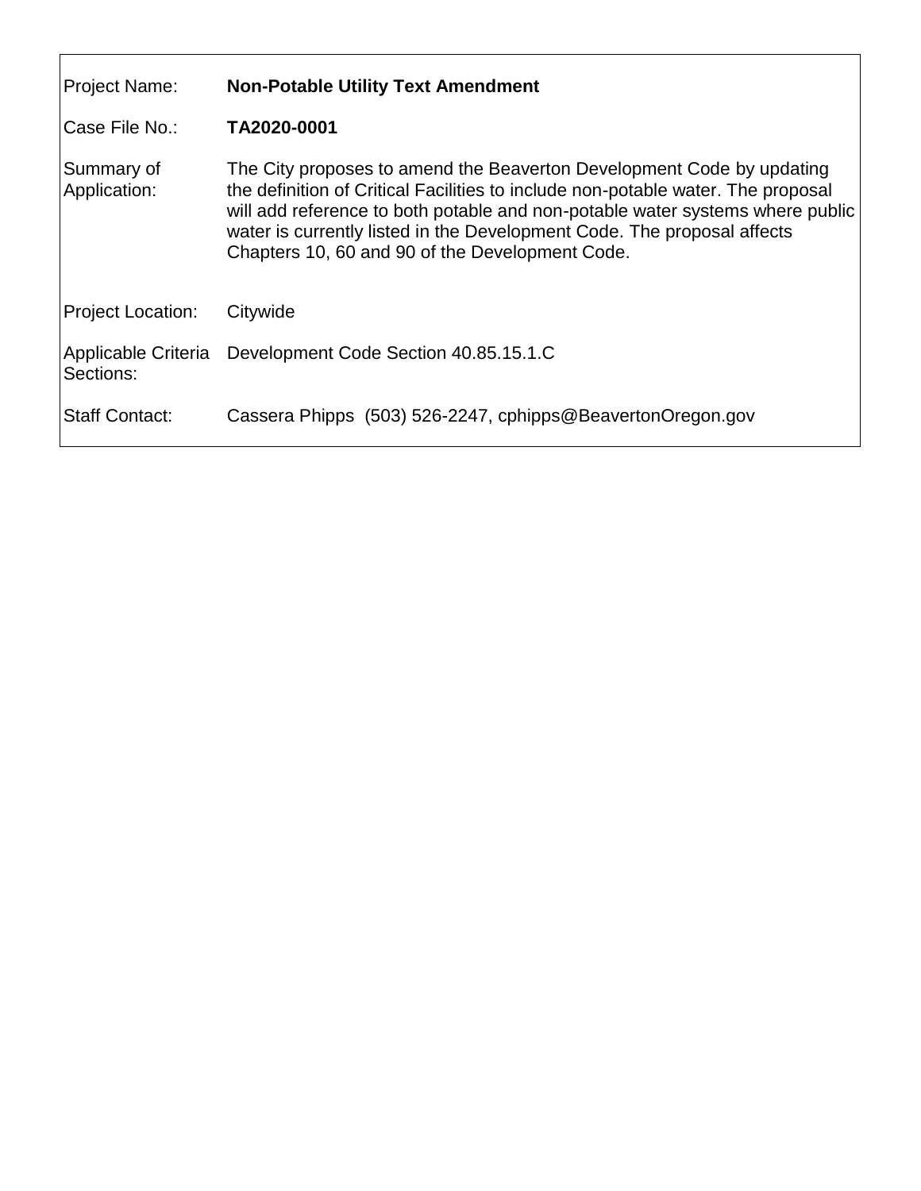| | |
|---|---|
| Project Name: | **Non-Potable Utility Text Amendment** |
| Case File No.: | **TA2020-0001** |
| Summary of Application: | The City proposes to amend the Beaverton Development Code by updating the definition of Critical Facilities to include non-potable water. The proposal will add reference to both potable and non-potable water systems where public water is currently listed in the Development Code. The proposal affects Chapters 10, 60 and 90 of the Development Code. |
| Project Location: | Citywide |
| Applicable Criteria Sections: | Development Code Section 40.85.15.1.C |
| Staff Contact: | Cassera Phipps (503) 526-2247, cphipps@BeavertonOregon.gov |